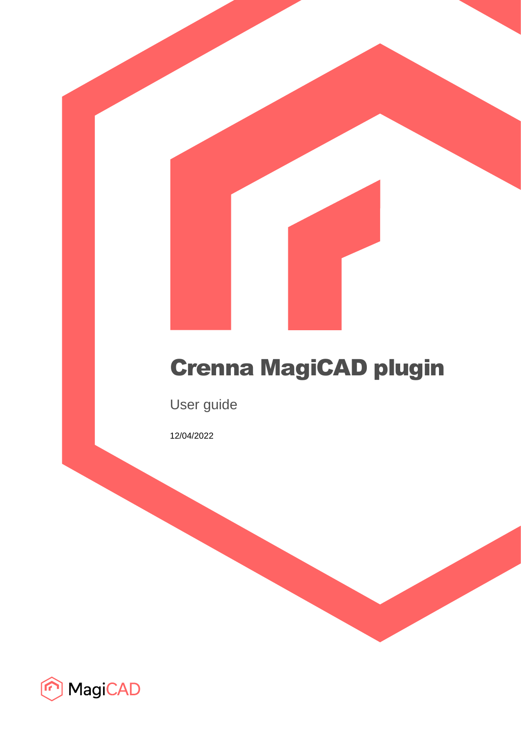# Crenna MagiCAD plugin

User guide

12/04/2022

MagiCAD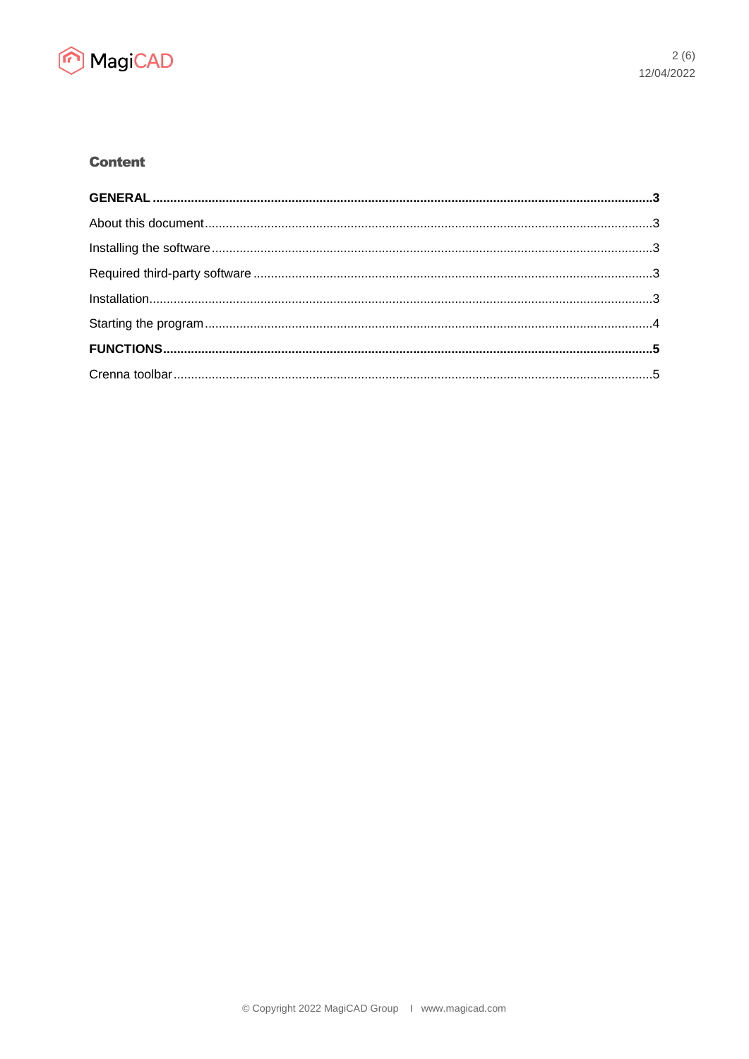## Content

**GENERAL .......... 3**

About this document .......... 3

Installing the software .......... 3

Required third-party software .......... 3

Installation .......... 3

Starting the program .......... 4

**FUNCTIONS .......... 5**

Crenna toolbar .......... 5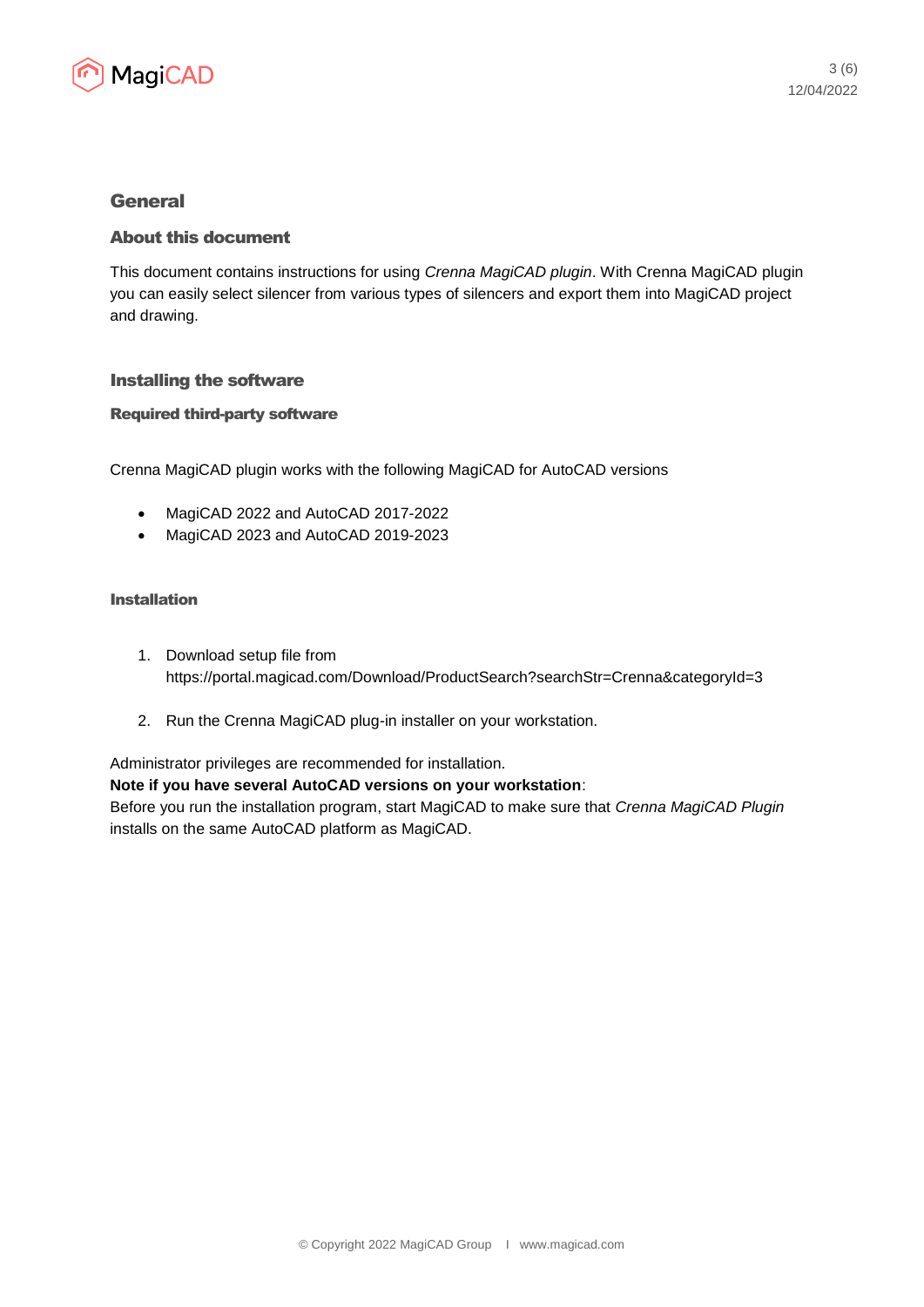# General

## About this document

This document contains instructions for using *Crenna MagiCAD plugin*. With Crenna MagiCAD plugin you can easily select silencer from various types of silencers and export them into MagiCAD project and drawing.

# Installing the software

## Required third-party software

Crenna MagiCAD plugin works with the following MagiCAD for AutoCAD versions

- MagiCAD 2022 and AutoCAD 2017-2022
- MagiCAD 2023 and AutoCAD 2019-2023

## Installation

1. Download setup file from https://portal.magicad.com/Download/ProductSearch?searchStr=Crenna&categoryId=3

2. Run the Crenna MagiCAD plug-in installer on your workstation.

Administrator privileges are recommended for installation.
**Note if you have several AutoCAD versions on your workstation**:
Before you run the installation program, start MagiCAD to make sure that *Crenna MagiCAD Plugin* installs on the same AutoCAD platform as MagiCAD.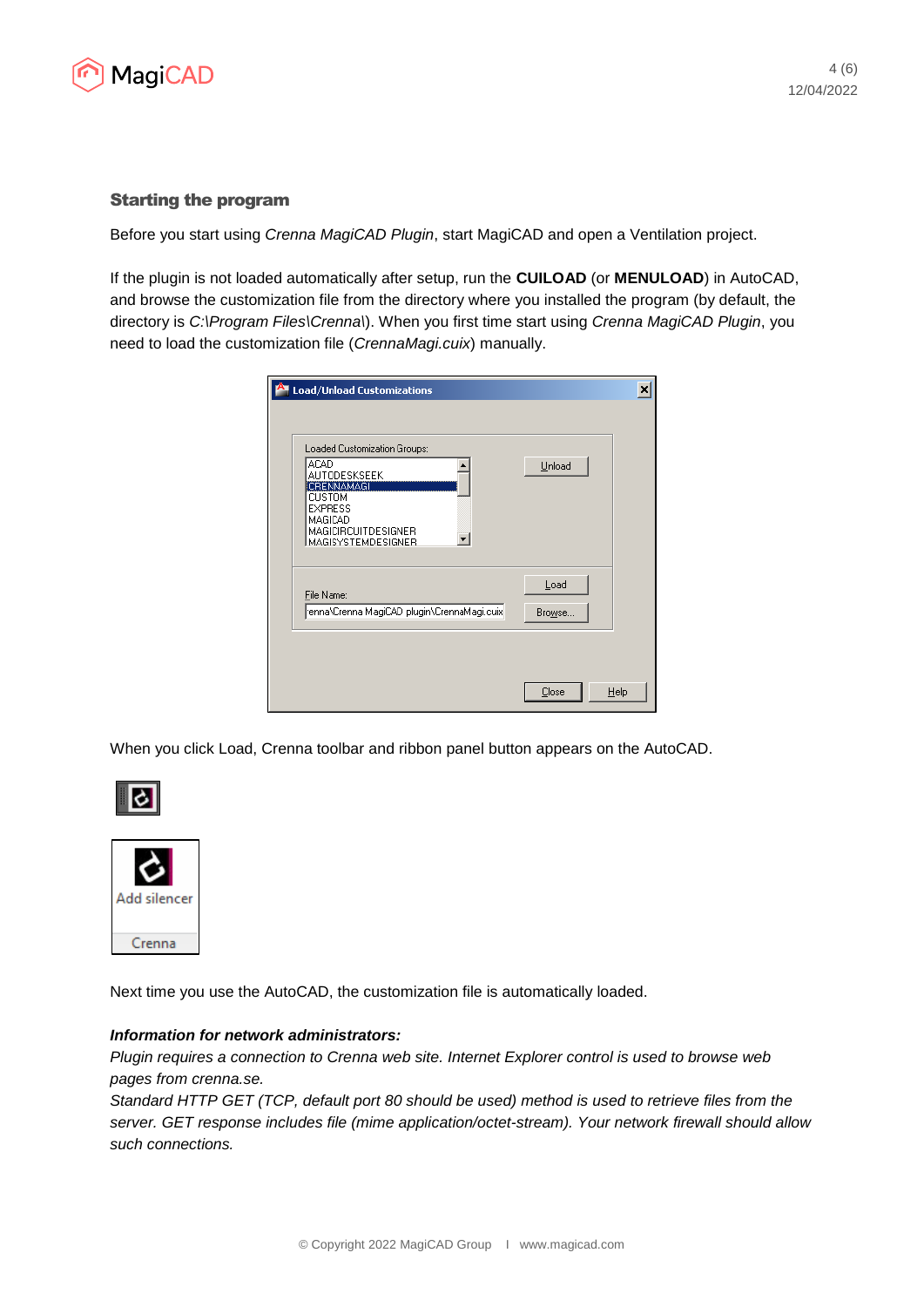## Starting the program

Before you start using *Crenna MagiCAD Plugin*, start MagiCAD and open a Ventilation project.

If the plugin is not loaded automatically after setup, run the **CUILOAD** (or **MENULOAD**) in AutoCAD, and browse the customization file from the directory where you installed the program (by default, the directory is *C:\Program Files\Crenna\*). When you first time start using *Crenna MagiCAD Plugin*, you need to load the customization file (*CrennaMagi.cuix*) manually.

When you click Load, Crenna toolbar and ribbon panel button appears on the AutoCAD.

Next time you use the AutoCAD, the customization file is automatically loaded.

***Information for network administrators:***

*Plugin requires a connection to Crenna web site. Internet Explorer control is used to browse web pages from crenna.se.*

*Standard HTTP GET (TCP, default port 80 should be used) method is used to retrieve files from the server. GET response includes file (mime application/octet-stream). Your network firewall should allow such connections.*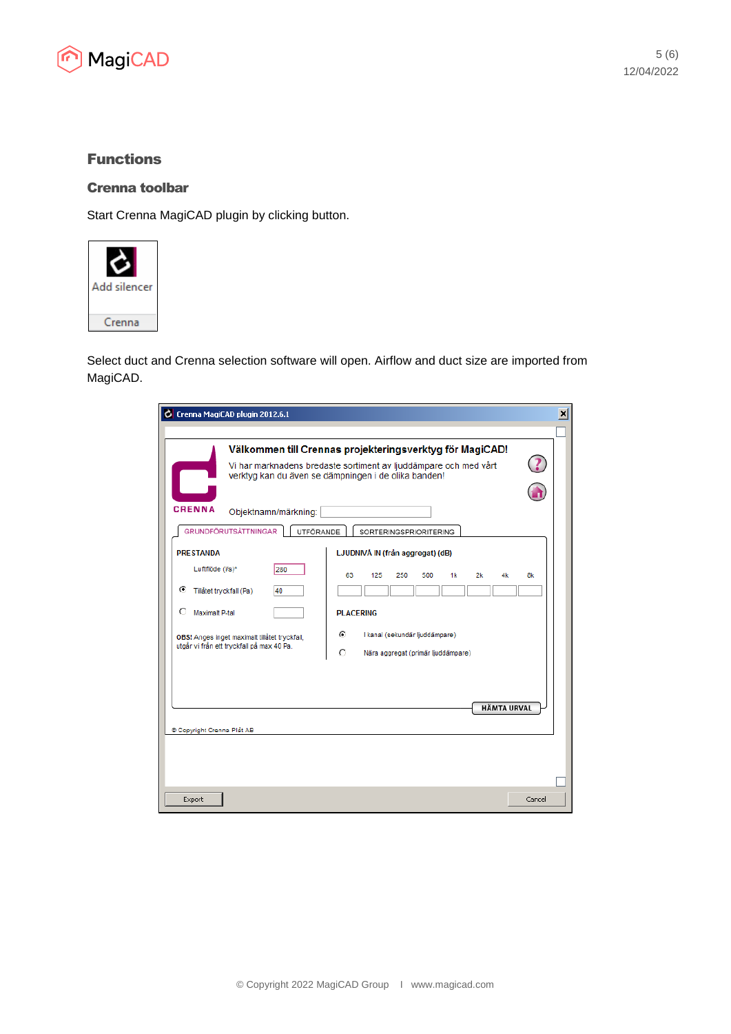# Functions

## Crenna toolbar

Start Crenna MagiCAD plugin by clicking button.

Select duct and Crenna selection software will open. Airflow and duct size are imported from MagiCAD.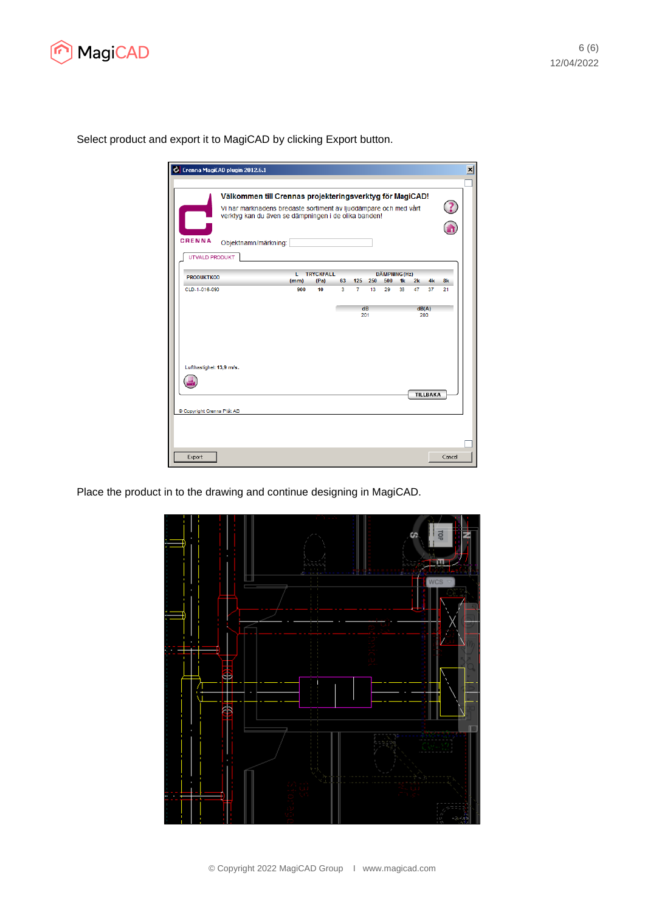Select product and export it to MagiCAD by clicking Export button.

Place the product in to the drawing and continue designing in MagiCAD.